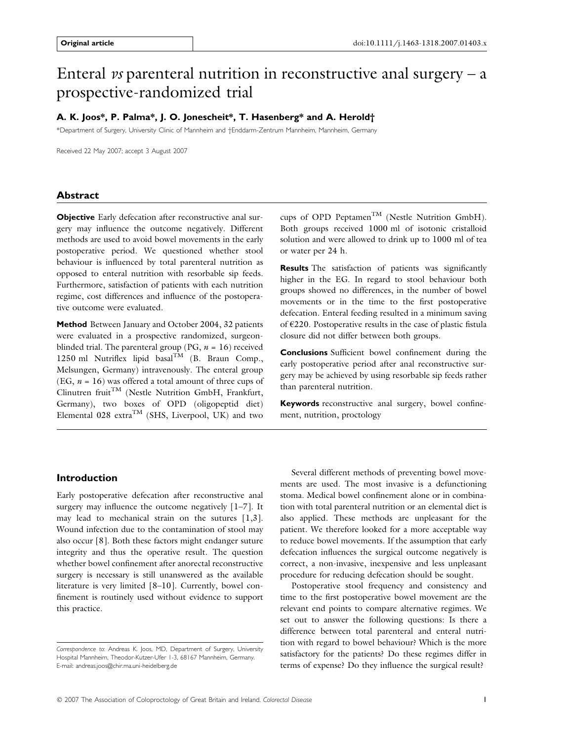Original article

doi:10.1111/j.1463-1318.2007.01403.x

# Enteral *vs* parenteral nutrition in reconstructive anal surgery – a prospective-randomized trial

**A. K. Joos\*, P. Palma\*, J. O. Jonescheit\*, T. Hasenberg\* and A. Herold†**

\*Department of Surgery, University Clinic of Mannheim and †Enddarm-Zentrum Mannheim, Mannheim, Germany

Received 22 May 2007; accept 3 August 2007

## Abstract

**Objective** Early defecation after reconstructive anal surgery may influence the outcome negatively. Different methods are used to avoid bowel movements in the early postoperative period. We questioned whether stool behaviour is influenced by total parenteral nutrition as opposed to enteral nutrition with resorbable sip feeds. Furthermore, satisfaction of patients with each nutrition regime, cost differences and influence of the postoperative outcome were evaluated.

**Method** Between January and October 2004, 32 patients were evaluated in a prospective randomized, surgeon-blinded trial. The parenteral group (PG, $n = 16$) received 1250 ml Nutriflex lipid basal™ (B. Braun Comp., Melsungen, Germany) intravenously. The enteral group (EG, $n = 16$) was offered a total amount of three cups of Clinutren fruit™ (Nestle Nutrition GmbH, Frankfurt, Germany), two boxes of OPD (oligopeptid diet) Elemental 028 extra™ (SHS, Liverpool, UK) and two cups of OPD Peptamen™ (Nestle Nutrition GmbH). Both groups received 1000 ml of isotonic cristalloid solution and were allowed to drink up to 1000 ml of tea or water per 24 h.

**Results** The satisfaction of patients was significantly higher in the EG. In regard to stool behaviour both groups showed no differences, in the number of bowel movements or in the time to the first postoperative defecation. Enteral feeding resulted in a minimum saving of €220. Postoperative results in the case of plastic fistula closure did not differ between both groups.

**Conclusions** Sufficient bowel confinement during the early postoperative period after anal reconstructive surgery may be achieved by using resorbable sip feeds rather than parenteral nutrition.

**Keywords** reconstructive anal surgery, bowel confinement, nutrition, proctology

## Introduction

Early postoperative defecation after reconstructive anal surgery may influence the outcome negatively [1–7]. It may lead to mechanical strain on the sutures [1,3]. Wound infection due to the contamination of stool may also occur [8]. Both these factors might endanger suture integrity and thus the operative result. The question whether bowel confinement after anorectal reconstructive surgery is necessary is still unanswered as the available literature is very limited [8–10]. Currently, bowel confinement is routinely used without evidence to support this practice.

Several different methods of preventing bowel movements are used. The most invasive is a defunctioning stoma. Medical bowel confinement alone or in combination with total parenteral nutrition or an elemental diet is also applied. These methods are unpleasant for the patient. We therefore looked for a more acceptable way to reduce bowel movements. If the assumption that early defecation influences the surgical outcome negatively is correct, a non-invasive, inexpensive and less unpleasant procedure for reducing defecation should be sought.

Postoperative stool frequency and consistency and time to the first postoperative bowel movement are the relevant end points to compare alternative regimes. We set out to answer the following questions: Is there a difference between total parenteral and enteral nutrition with regard to bowel behaviour? Which is the more satisfactory for the patients? Do these regimes differ in terms of expense? Do they influence the surgical result?

*Correspondence to:* Andreas K. Joos, MD, Department of Surgery, University Hospital Mannheim, Theodor-Kutzer-Ufer 1-3, 68167 Mannheim, Germany. E-mail: andreas.joos@chir.ma.uni-heidelberg.de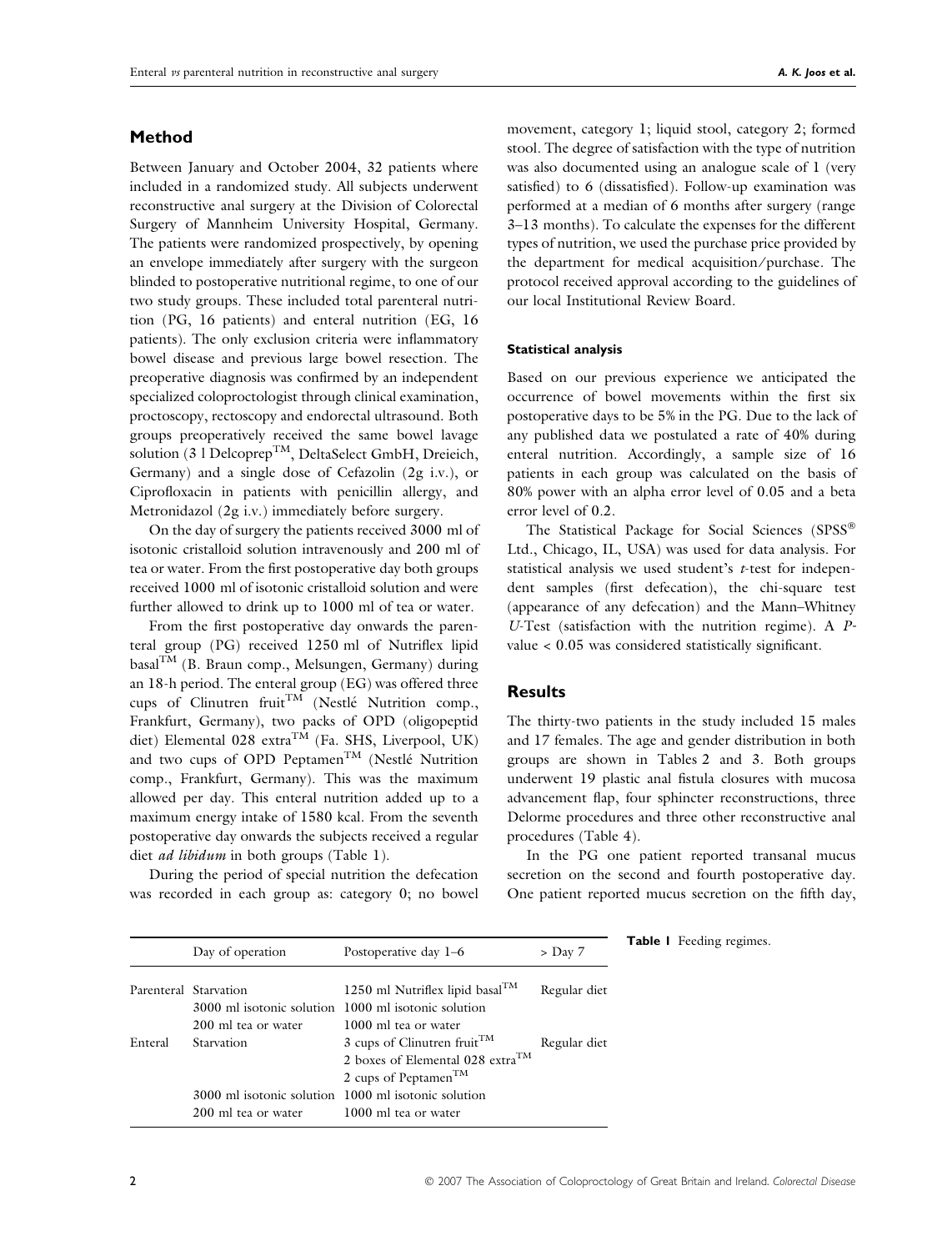## Method

Between January and October 2004, 32 patients where included in a randomized study. All subjects underwent reconstructive anal surgery at the Division of Colorectal Surgery of Mannheim University Hospital, Germany. The patients were randomized prospectively, by opening an envelope immediately after surgery with the surgeon blinded to postoperative nutritional regime, to one of our two study groups. These included total parenteral nutrition (PG, 16 patients) and enteral nutrition (EG, 16 patients). The only exclusion criteria were inflammatory bowel disease and previous large bowel resection. The preoperative diagnosis was confirmed by an independent specialized coloproctologist through clinical examination, proctoscopy, rectoscopy and endorectal ultrasound. Both groups preoperatively received the same bowel lavage solution (3 l Delcoprep™, DeltaSelect GmbH, Dreieich, Germany) and a single dose of Cefazolin (2g i.v.), or Ciprofloxacin in patients with penicillin allergy, and Metronidazol (2g i.v.) immediately before surgery.

On the day of surgery the patients received 3000 ml of isotonic cristalloid solution intravenously and 200 ml of tea or water. From the first postoperative day both groups received 1000 ml of isotonic cristalloid solution and were further allowed to drink up to 1000 ml of tea or water.

From the first postoperative day onwards the parenteral group (PG) received 1250 ml of Nutriflex lipid basal™ (B. Braun comp., Melsungen, Germany) during an 18-h period. The enteral group (EG) was offered three cups of Clinutren fruit™ (Nestlé Nutrition comp., Frankfurt, Germany), two packs of OPD (oligopeptid diet) Elemental 028 extra™ (Fa. SHS, Liverpool, UK) and two cups of OPD Peptamen™ (Nestlé Nutrition comp., Frankfurt, Germany). This was the maximum allowed per day. This enteral nutrition added up to a maximum energy intake of 1580 kcal. From the seventh postoperative day onwards the subjects received a regular diet *ad libidum* in both groups (Table 1).

During the period of special nutrition the defecation was recorded in each group as: category 0; no bowel movement, category 1; liquid stool, category 2; formed stool. The degree of satisfaction with the type of nutrition was also documented using an analogue scale of 1 (very satisfied) to 6 (dissatisfied). Follow-up examination was performed at a median of 6 months after surgery (range 3–13 months). To calculate the expenses for the different types of nutrition, we used the purchase price provided by the department for medical acquisition/purchase. The protocol received approval according to the guidelines of our local Institutional Review Board.

#### Statistical analysis

Based on our previous experience we anticipated the occurrence of bowel movements within the first six postoperative days to be 5% in the PG. Due to the lack of any published data we postulated a rate of 40% during enteral nutrition. Accordingly, a sample size of 16 patients in each group was calculated on the basis of 80% power with an alpha error level of 0.05 and a beta error level of 0.2.

The Statistical Package for Social Sciences (SPSS® Ltd., Chicago, IL, USA) was used for data analysis. For statistical analysis we used student's *t*-test for independent samples (first defecation), the chi-square test (appearance of any defecation) and the Mann–Whitney *U*-Test (satisfaction with the nutrition regime). A *P*-value < 0.05 was considered statistically significant.

## Results

The thirty-two patients in the study included 15 males and 17 females. The age and gender distribution in both groups are shown in Tables 2 and 3. Both groups underwent 19 plastic anal fistula closures with mucosa advancement flap, four sphincter reconstructions, three Delorme procedures and three other reconstructive anal procedures (Table 4).

In the PG one patient reported transanal mucus secretion on the second and fourth postoperative day. One patient reported mucus secretion on the fifth day,

**Table 1** Feeding regimes.

| | Day of operation | Postoperative day 1–6 | > Day 7 |
|---|---|---|---|
| Parenteral | Starvation | 1250 ml Nutriflex lipid basal™ | Regular diet |
| | 3000 ml isotonic solution | 1000 ml isotonic solution | |
| | 200 ml tea or water | 1000 ml tea or water | |
| Enteral | Starvation | 3 cups of Clinutren fruit™ | Regular diet |
| | | 2 boxes of Elemental 028 extra™ | |
| | | 2 cups of Peptamen™ | |
| | 3000 ml isotonic solution | 1000 ml isotonic solution | |
| | 200 ml tea or water | 1000 ml tea or water | |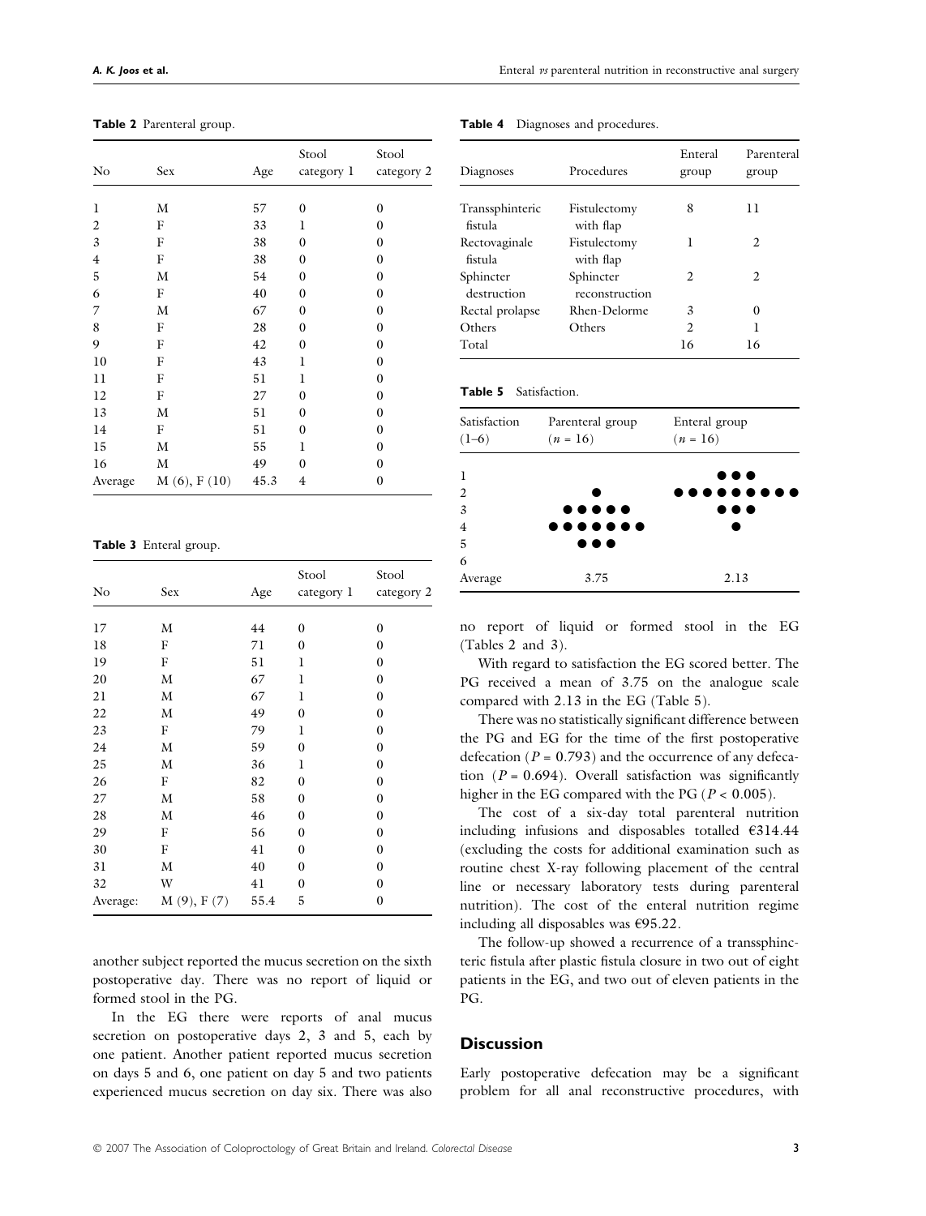**Table 2** Parenteral group.

| No | Sex | Age | Stool category 1 | Stool category 2 |
|---|---|---|---|---|
| 1 | M | 57 | 0 | 0 |
| 2 | F | 33 | 1 | 0 |
| 3 | F | 38 | 0 | 0 |
| 4 | F | 38 | 0 | 0 |
| 5 | M | 54 | 0 | 0 |
| 6 | F | 40 | 0 | 0 |
| 7 | M | 67 | 0 | 0 |
| 8 | F | 28 | 0 | 0 |
| 9 | F | 42 | 0 | 0 |
| 10 | F | 43 | 1 | 0 |
| 11 | F | 51 | 1 | 0 |
| 12 | F | 27 | 0 | 0 |
| 13 | M | 51 | 0 | 0 |
| 14 | F | 51 | 0 | 0 |
| 15 | M | 55 | 1 | 0 |
| 16 | M | 49 | 0 | 0 |
| Average | M (6), F (10) | 45.3 | 4 | 0 |

**Table 3** Enteral group.

| No | Sex | Age | Stool category 1 | Stool category 2 |
|---|---|---|---|---|
| 17 | M | 44 | 0 | 0 |
| 18 | F | 71 | 0 | 0 |
| 19 | F | 51 | 1 | 0 |
| 20 | M | 67 | 1 | 0 |
| 21 | M | 67 | 1 | 0 |
| 22 | M | 49 | 0 | 0 |
| 23 | F | 79 | 1 | 0 |
| 24 | M | 59 | 0 | 0 |
| 25 | M | 36 | 1 | 0 |
| 26 | F | 82 | 0 | 0 |
| 27 | M | 58 | 0 | 0 |
| 28 | M | 46 | 0 | 0 |
| 29 | F | 56 | 0 | 0 |
| 30 | F | 41 | 0 | 0 |
| 31 | M | 40 | 0 | 0 |
| 32 | W | 41 | 0 | 0 |
| Average: | M (9), F (7) | 55.4 | 5 | 0 |

another subject reported the mucus secretion on the sixth postoperative day. There was no report of liquid or formed stool in the PG.

In the EG there were reports of anal mucus secretion on postoperative days 2, 3 and 5, each by one patient. Another patient reported mucus secretion on days 5 and 6, one patient on day 5 and two patients experienced mucus secretion on day six. There was also no report of liquid or formed stool in the EG (Tables 2 and 3).

**Table 4** Diagnoses and procedures.

| Diagnoses | Procedures | Enteral group | Parenteral group |
|---|---|---|---|
| Transsphinteric fistula | Fistulectomy with flap | 8 | 11 |
| Rectovaginale fistula | Fistulectomy with flap | 1 | 2 |
| Sphincter destruction | Sphincter reconstruction | 2 | 2 |
| Rectal prolapse | Rhen-Delorme | 3 | 0 |
| Others | Others | 2 | 1 |
| Total | | 16 | 16 |

**Table 5** Satisfaction.

| Satisfaction (1–6) | Parenteral group ($n$ = 16) | Enteral group ($n$ = 16) |
|---|---|---|
| 1 | | ●●● |
| 2 | ● | ●●●●●●●●● |
| 3 | ●●●●● | ●●● |
| 4 | ●●●●●●● | ● |
| 5 | ●●● | |
| 6 | | |
| Average | 3.75 | 2.13 |

With regard to satisfaction the EG scored better. The PG received a mean of 3.75 on the analogue scale compared with 2.13 in the EG (Table 5).

There was no statistically significant difference between the PG and EG for the time of the first postoperative defecation ($P = 0.793$) and the occurrence of any defecation ($P = 0.694$). Overall satisfaction was significantly higher in the EG compared with the PG ($P < 0.005$).

The cost of a six-day total parenteral nutrition including infusions and disposables totalled €314.44 (excluding the costs for additional examination such as routine chest X-ray following placement of the central line or necessary laboratory tests during parenteral nutrition). The cost of the enteral nutrition regime including all disposables was €95.22.

The follow-up showed a recurrence of a transsphincteric fistula after plastic fistula closure in two out of eight patients in the EG, and two out of eleven patients in the PG.

## Discussion

Early postoperative defecation may be a significant problem for all anal reconstructive procedures, with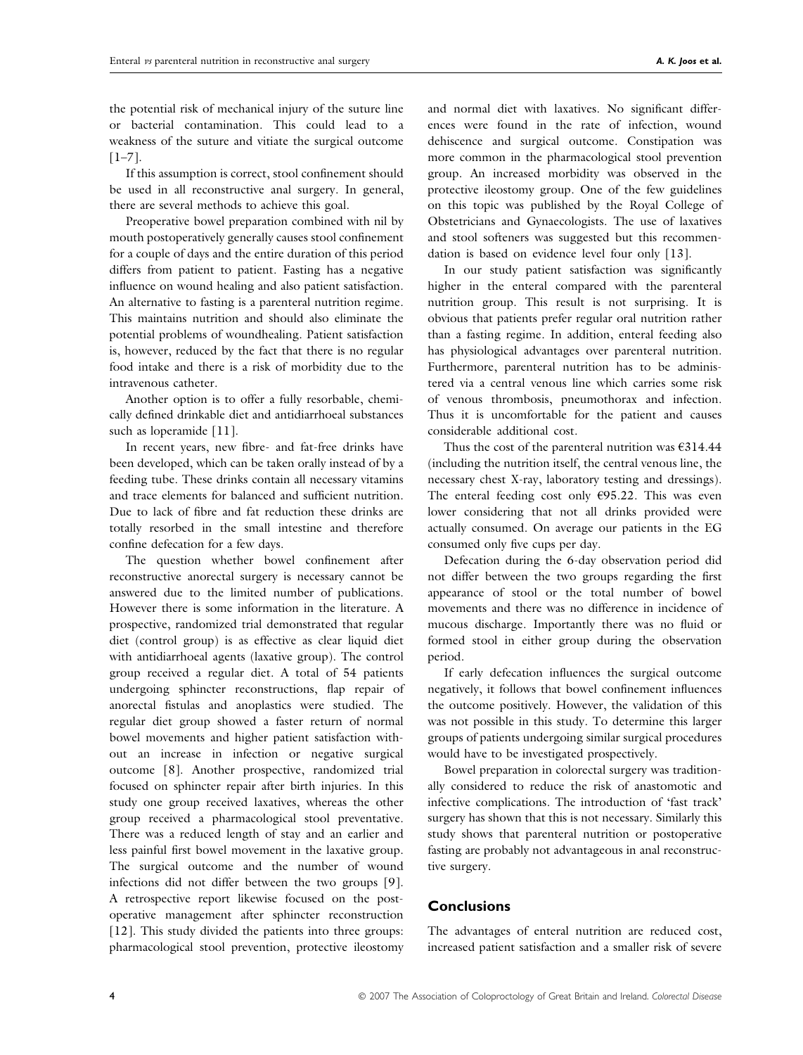the potential risk of mechanical injury of the suture line or bacterial contamination. This could lead to a weakness of the suture and vitiate the surgical outcome [1–7].

If this assumption is correct, stool confinement should be used in all reconstructive anal surgery. In general, there are several methods to achieve this goal.

Preoperative bowel preparation combined with nil by mouth postoperatively generally causes stool confinement for a couple of days and the entire duration of this period differs from patient to patient. Fasting has a negative influence on wound healing and also patient satisfaction. An alternative to fasting is a parenteral nutrition regime. This maintains nutrition and should also eliminate the potential problems of woundhealing. Patient satisfaction is, however, reduced by the fact that there is no regular food intake and there is a risk of morbidity due to the intravenous catheter.

Another option is to offer a fully resorbable, chemically defined drinkable diet and antidiarrhoeal substances such as loperamide [11].

In recent years, new fibre- and fat-free drinks have been developed, which can be taken orally instead of by a feeding tube. These drinks contain all necessary vitamins and trace elements for balanced and sufficient nutrition. Due to lack of fibre and fat reduction these drinks are totally resorbed in the small intestine and therefore confine defecation for a few days.

The question whether bowel confinement after reconstructive anorectal surgery is necessary cannot be answered due to the limited number of publications. However there is some information in the literature. A prospective, randomized trial demonstrated that regular diet (control group) is as effective as clear liquid diet with antidiarrhoeal agents (laxative group). The control group received a regular diet. A total of 54 patients undergoing sphincter reconstructions, flap repair of anorectal fistulas and anoplastics were studied. The regular diet group showed a faster return of normal bowel movements and higher patient satisfaction without an increase in infection or negative surgical outcome [8]. Another prospective, randomized trial focused on sphincter repair after birth injuries. In this study one group received laxatives, whereas the other group received a pharmacological stool preventative. There was a reduced length of stay and an earlier and less painful first bowel movement in the laxative group. The surgical outcome and the number of wound infections did not differ between the two groups [9]. A retrospective report likewise focused on the postoperative management after sphincter reconstruction [12]. This study divided the patients into three groups: pharmacological stool prevention, protective ileostomy and normal diet with laxatives. No significant differences were found in the rate of infection, wound dehiscence and surgical outcome. Constipation was more common in the pharmacological stool prevention group. An increased morbidity was observed in the protective ileostomy group. One of the few guidelines on this topic was published by the Royal College of Obstetricians and Gynaecologists. The use of laxatives and stool softeners was suggested but this recommendation is based on evidence level four only [13].

In our study patient satisfaction was significantly higher in the enteral compared with the parenteral nutrition group. This result is not surprising. It is obvious that patients prefer regular oral nutrition rather than a fasting regime. In addition, enteral feeding also has physiological advantages over parenteral nutrition. Furthermore, parenteral nutrition has to be administered via a central venous line which carries some risk of venous thrombosis, pneumothorax and infection. Thus it is uncomfortable for the patient and causes considerable additional cost.

Thus the cost of the parenteral nutrition was €314.44 (including the nutrition itself, the central venous line, the necessary chest X-ray, laboratory testing and dressings). The enteral feeding cost only €95.22. This was even lower considering that not all drinks provided were actually consumed. On average our patients in the EG consumed only five cups per day.

Defecation during the 6-day observation period did not differ between the two groups regarding the first appearance of stool or the total number of bowel movements and there was no difference in incidence of mucous discharge. Importantly there was no fluid or formed stool in either group during the observation period.

If early defecation influences the surgical outcome negatively, it follows that bowel confinement influences the outcome positively. However, the validation of this was not possible in this study. To determine this larger groups of patients undergoing similar surgical procedures would have to be investigated prospectively.

Bowel preparation in colorectal surgery was traditionally considered to reduce the risk of anastomotic and infective complications. The introduction of 'fast track' surgery has shown that this is not necessary. Similarly this study shows that parenteral nutrition or postoperative fasting are probably not advantageous in anal reconstructive surgery.

## Conclusions

The advantages of enteral nutrition are reduced cost, increased patient satisfaction and a smaller risk of severe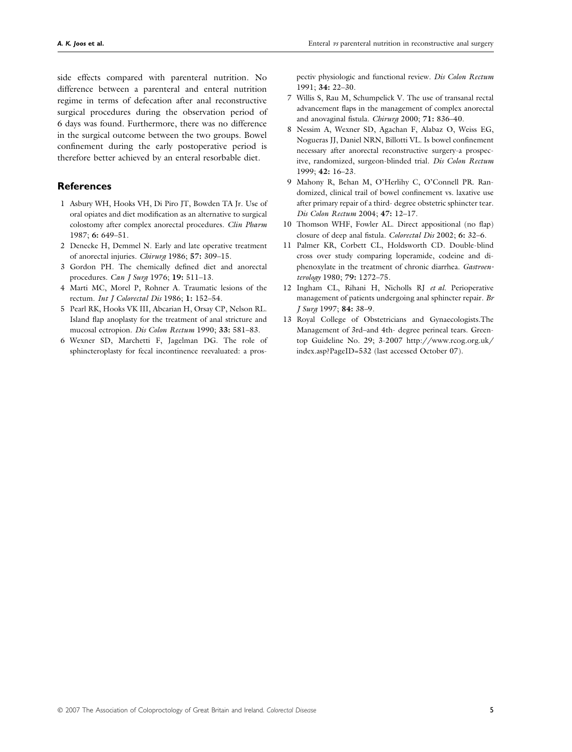side effects compared with parenteral nutrition. No difference between a parenteral and enteral nutrition regime in terms of defecation after anal reconstructive surgical procedures during the observation period of 6 days was found. Furthermore, there was no difference in the surgical outcome between the two groups. Bowel confinement during the early postoperative period is therefore better achieved by an enteral resorbable diet.

## References

1 Asbury WH, Hooks VH, Di Piro JT, Bowden TA Jr. Use of oral opiates and diet modification as an alternative to surgical colostomy after complex anorectal procedures. *Clin Pharm* 1987; **6:** 649–51.

2 Denecke H, Demmel N. Early and late operative treatment of anorectal injuries. *Chirurg* 1986; **57:** 309–15.

3 Gordon PH. The chemically defined diet and anorectal procedures. *Can J Surg* 1976; **19:** 511–13.

4 Marti MC, Morel P, Rohner A. Traumatic lesions of the rectum. *Int J Colorectal Dis* 1986; **1:** 152–54.

5 Pearl RK, Hooks VK III, Abcarian H, Orsay CP, Nelson RL. Island flap anoplasty for the treatment of anal stricture and mucosal ectropion. *Dis Colon Rectum* 1990; **33:** 581–83.

6 Wexner SD, Marchetti F, Jagelman DG. The role of sphincteroplasty for fecal incontinence reevaluated: a prospectiv physiologic and functional review. *Dis Colon Rectum* 1991; **34:** 22–30.

7 Willis S, Rau M, Schumpelick V. The use of transanal rectal advancement flaps in the management of complex anorectal and anovaginal fistula. *Chirurg* 2000; **71:** 836–40.

8 Nessim A, Wexner SD, Agachan F, Alabaz O, Weiss EG, Nogueras JJ, Daniel NRN, Billotti VL. Is bowel confinement necessary after anorectal reconstructive surgery-a prospecitve, randomized, surgeon-blinded trial. *Dis Colon Rectum* 1999; **42:** 16–23.

9 Mahony R, Behan M, O'Herlihy C, O'Connell PR. Randomized, clinical trail of bowel confinement vs. laxative use after primary repair of a third- degree obstetric sphincter tear. *Dis Colon Rectum* 2004; **47:** 12–17.

10 Thomson WHF, Fowler AL. Direct appositional (no flap) closure of deep anal fistula. *Colorectal Dis* 2002; **6:** 32–6.

11 Palmer KR, Corbett CL, Holdsworth CD. Double-blind cross over study comparing loperamide, codeine and diphenoxylate in the treatment of chronic diarrhea. *Gastroenterology* 1980; **79:** 1272–75.

12 Ingham CL, Rihani H, Nicholls RJ *et al.* Perioperative management of patients undergoing anal sphincter repair. *Br J Surg* 1997; **84:** 38–9.

13 Royal College of Obstetricians and Gynaecologists.The Management of 3rd–and 4th- degree perineal tears. Greentop Guideline No. 29; 3-2007 http://www.rcog.org.uk/index.asp?PageID=532 (last accessed October 07).